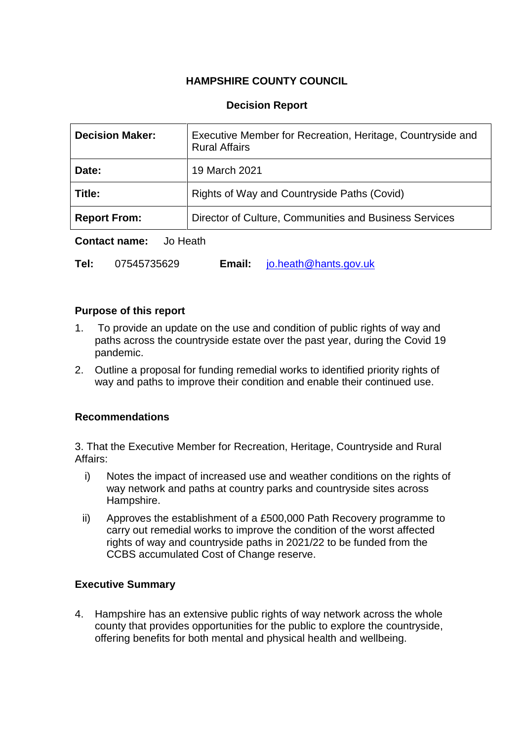**HAMPSHIRE COUNTY COUNCIL**

**Decision Report**

| **Decision Maker:** | Executive Member for Recreation, Heritage, Countryside and Rural Affairs |
|---|---|
| **Date:** | 19 March 2021 |
| **Title:** | Rights of Way and Countryside Paths (Covid) |
| **Report From:** | Director of Culture, Communities and Business Services |

**Contact name:** Jo Heath

**Tel:** 07545735629 **Email:** jo.heath@hants.gov.uk

## Purpose of this report

1. To provide an update on the use and condition of public rights of way and paths across the countryside estate over the past year, during the Covid 19 pandemic.
2. Outline a proposal for funding remedial works to identified priority rights of way and paths to improve their condition and enable their continued use.

## Recommendations

3. That the Executive Member for Recreation, Heritage, Countryside and Rural Affairs:

   i) Notes the impact of increased use and weather conditions on the rights of way network and paths at country parks and countryside sites across Hampshire.

   ii) Approves the establishment of a £500,000 Path Recovery programme to carry out remedial works to improve the condition of the worst affected rights of way and countryside paths in 2021/22 to be funded from the CCBS accumulated Cost of Change reserve.

## Executive Summary

4. Hampshire has an extensive public rights of way network across the whole county that provides opportunities for the public to explore the countryside, offering benefits for both mental and physical health and wellbeing.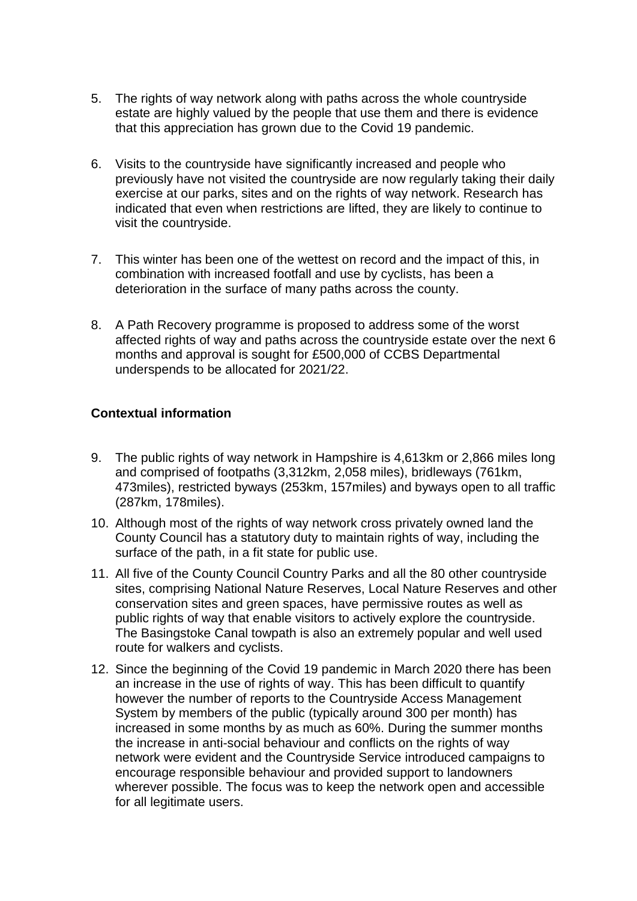5. The rights of way network along with paths across the whole countryside estate are highly valued by the people that use them and there is evidence that this appreciation has grown due to the Covid 19 pandemic.

6. Visits to the countryside have significantly increased and people who previously have not visited the countryside are now regularly taking their daily exercise at our parks, sites and on the rights of way network. Research has indicated that even when restrictions are lifted, they are likely to continue to visit the countryside.

7. This winter has been one of the wettest on record and the impact of this, in combination with increased footfall and use by cyclists, has been a deterioration in the surface of many paths across the county.

8. A Path Recovery programme is proposed to address some of the worst affected rights of way and paths across the countryside estate over the next 6 months and approval is sought for £500,000 of CCBS Departmental underspends to be allocated for 2021/22.

**Contextual information**

9. The public rights of way network in Hampshire is 4,613km or 2,866 miles long and comprised of footpaths (3,312km, 2,058 miles), bridleways (761km, 473miles), restricted byways (253km, 157miles) and byways open to all traffic (287km, 178miles).

10. Although most of the rights of way network cross privately owned land the County Council has a statutory duty to maintain rights of way, including the surface of the path, in a fit state for public use.

11. All five of the County Council Country Parks and all the 80 other countryside sites, comprising National Nature Reserves, Local Nature Reserves and other conservation sites and green spaces, have permissive routes as well as public rights of way that enable visitors to actively explore the countryside. The Basingstoke Canal towpath is also an extremely popular and well used route for walkers and cyclists.

12. Since the beginning of the Covid 19 pandemic in March 2020 there has been an increase in the use of rights of way. This has been difficult to quantify however the number of reports to the Countryside Access Management System by members of the public (typically around 300 per month) has increased in some months by as much as 60%. During the summer months the increase in anti-social behaviour and conflicts on the rights of way network were evident and the Countryside Service introduced campaigns to encourage responsible behaviour and provided support to landowners wherever possible. The focus was to keep the network open and accessible for all legitimate users.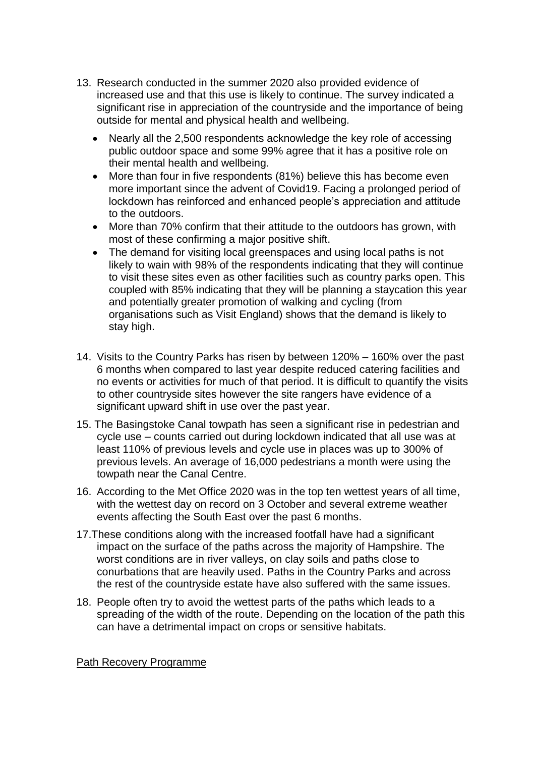13. Research conducted in the summer 2020 also provided evidence of increased use and that this use is likely to continue. The survey indicated a significant rise in appreciation of the countryside and the importance of being outside for mental and physical health and wellbeing.

    - Nearly all the 2,500 respondents acknowledge the key role of accessing public outdoor space and some 99% agree that it has a positive role on their mental health and wellbeing.
    - More than four in five respondents (81%) believe this has become even more important since the advent of Covid19. Facing a prolonged period of lockdown has reinforced and enhanced people's appreciation and attitude to the outdoors.
    - More than 70% confirm that their attitude to the outdoors has grown, with most of these confirming a major positive shift.
    - The demand for visiting local greenspaces and using local paths is not likely to wain with 98% of the respondents indicating that they will continue to visit these sites even as other facilities such as country parks open. This coupled with 85% indicating that they will be planning a staycation this year and potentially greater promotion of walking and cycling (from organisations such as Visit England) shows that the demand is likely to stay high.

14. Visits to the Country Parks has risen by between 120% – 160% over the past 6 months when compared to last year despite reduced catering facilities and no events or activities for much of that period. It is difficult to quantify the visits to other countryside sites however the site rangers have evidence of a significant upward shift in use over the past year.

15. The Basingstoke Canal towpath has seen a significant rise in pedestrian and cycle use – counts carried out during lockdown indicated that all use was at least 110% of previous levels and cycle use in places was up to 300% of previous levels. An average of 16,000 pedestrians a month were using the towpath near the Canal Centre.

16. According to the Met Office 2020 was in the top ten wettest years of all time, with the wettest day on record on 3 October and several extreme weather events affecting the South East over the past 6 months.

17. These conditions along with the increased footfall have had a significant impact on the surface of the paths across the majority of Hampshire. The worst conditions are in river valleys, on clay soils and paths close to conurbations that are heavily used. Paths in the Country Parks and across the rest of the countryside estate have also suffered with the same issues.

18. People often try to avoid the wettest parts of the paths which leads to a spreading of the width of the route. Depending on the location of the path this can have a detrimental impact on crops or sensitive habitats.

## Path Recovery Programme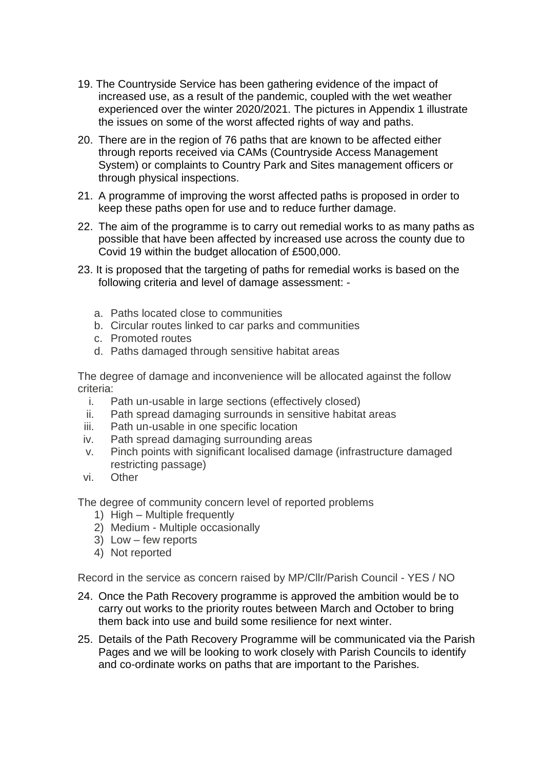19. The Countryside Service has been gathering evidence of the impact of increased use, as a result of the pandemic, coupled with the wet weather experienced over the winter 2020/2021. The pictures in Appendix 1 illustrate the issues on some of the worst affected rights of way and paths.

20. There are in the region of 76 paths that are known to be affected either through reports received via CAMs (Countryside Access Management System) or complaints to Country Park and Sites management officers or through physical inspections.

21. A programme of improving the worst affected paths is proposed in order to keep these paths open for use and to reduce further damage.

22. The aim of the programme is to carry out remedial works to as many paths as possible that have been affected by increased use across the county due to Covid 19 within the budget allocation of £500,000.

23. It is proposed that the targeting of paths for remedial works is based on the following criteria and level of damage assessment: -

    a. Paths located close to communities
    b. Circular routes linked to car parks and communities
    c. Promoted routes
    d. Paths damaged through sensitive habitat areas

The degree of damage and inconvenience will be allocated against the follow criteria:

i. Path un-usable in large sections (effectively closed)
ii. Path spread damaging surrounds in sensitive habitat areas
iii. Path un-usable in one specific location
iv. Path spread damaging surrounding areas
v. Pinch points with significant localised damage (infrastructure damaged restricting passage)
vi. Other

The degree of community concern level of reported problems

1) High – Multiple frequently
2) Medium - Multiple occasionally
3) Low – few reports
4) Not reported

Record in the service as concern raised by MP/Cllr/Parish Council - YES / NO

24. Once the Path Recovery programme is approved the ambition would be to carry out works to the priority routes between March and October to bring them back into use and build some resilience for next winter.

25. Details of the Path Recovery Programme will be communicated via the Parish Pages and we will be looking to work closely with Parish Councils to identify and co-ordinate works on paths that are important to the Parishes.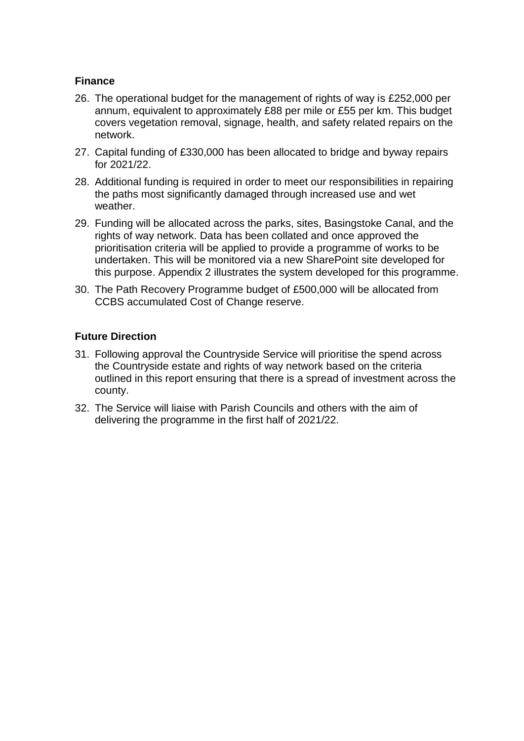### Finance

26. The operational budget for the management of rights of way is £252,000 per annum, equivalent to approximately £88 per mile or £55 per km. This budget covers vegetation removal, signage, health, and safety related repairs on the network.
27. Capital funding of £330,000 has been allocated to bridge and byway repairs for 2021/22.
28. Additional funding is required in order to meet our responsibilities in repairing the paths most significantly damaged through increased use and wet weather.
29. Funding will be allocated across the parks, sites, Basingstoke Canal, and the rights of way network. Data has been collated and once approved the prioritisation criteria will be applied to provide a programme of works to be undertaken. This will be monitored via a new SharePoint site developed for this purpose. Appendix 2 illustrates the system developed for this programme.
30. The Path Recovery Programme budget of £500,000 will be allocated from CCBS accumulated Cost of Change reserve.

### Future Direction

31. Following approval the Countryside Service will prioritise the spend across the Countryside estate and rights of way network based on the criteria outlined in this report ensuring that there is a spread of investment across the county.
32. The Service will liaise with Parish Councils and others with the aim of delivering the programme in the first half of 2021/22.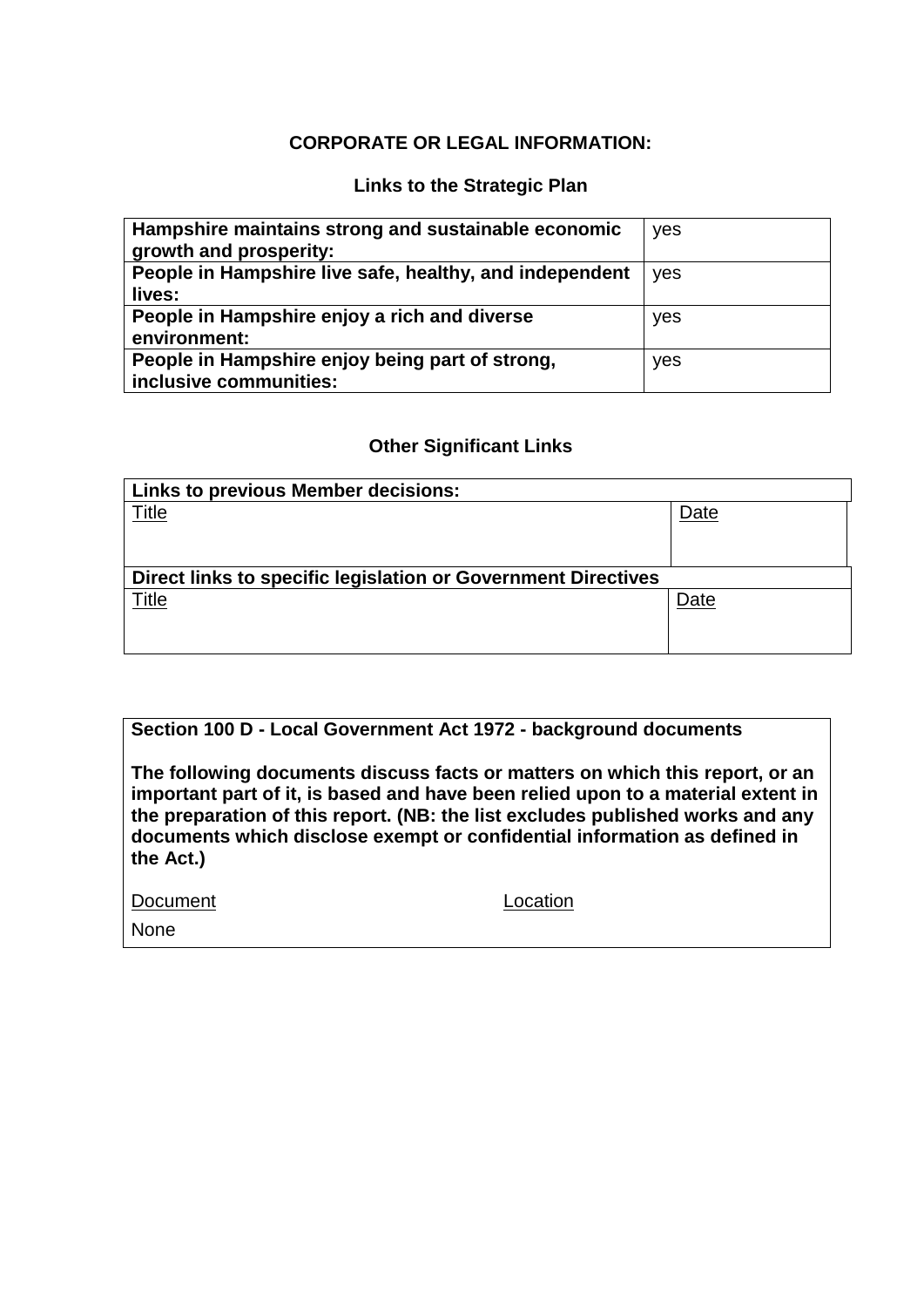## CORPORATE OR LEGAL INFORMATION:

### Links to the Strategic Plan

| | |
|---|---|
| **Hampshire maintains strong and sustainable economic growth and prosperity:** | yes |
| **People in Hampshire live safe, healthy, and independent lives:** | yes |
| **People in Hampshire enjoy a rich and diverse environment:** | yes |
| **People in Hampshire enjoy being part of strong, inclusive communities:** | yes |

### Other Significant Links

| **Links to previous Member decisions:** | |
|---|---|
| Title | Date |
| | |
| **Direct links to specific legislation or Government Directives** | |
| Title | Date |
| | |

**Section 100 D - Local Government Act 1972 - background documents**

**The following documents discuss facts or matters on which this report, or an important part of it, is based and have been relied upon to a material extent in the preparation of this report. (NB: the list excludes published works and any documents which disclose exempt or confidential information as defined in the Act.)**

| Document | Location |
|---|---|
| None | |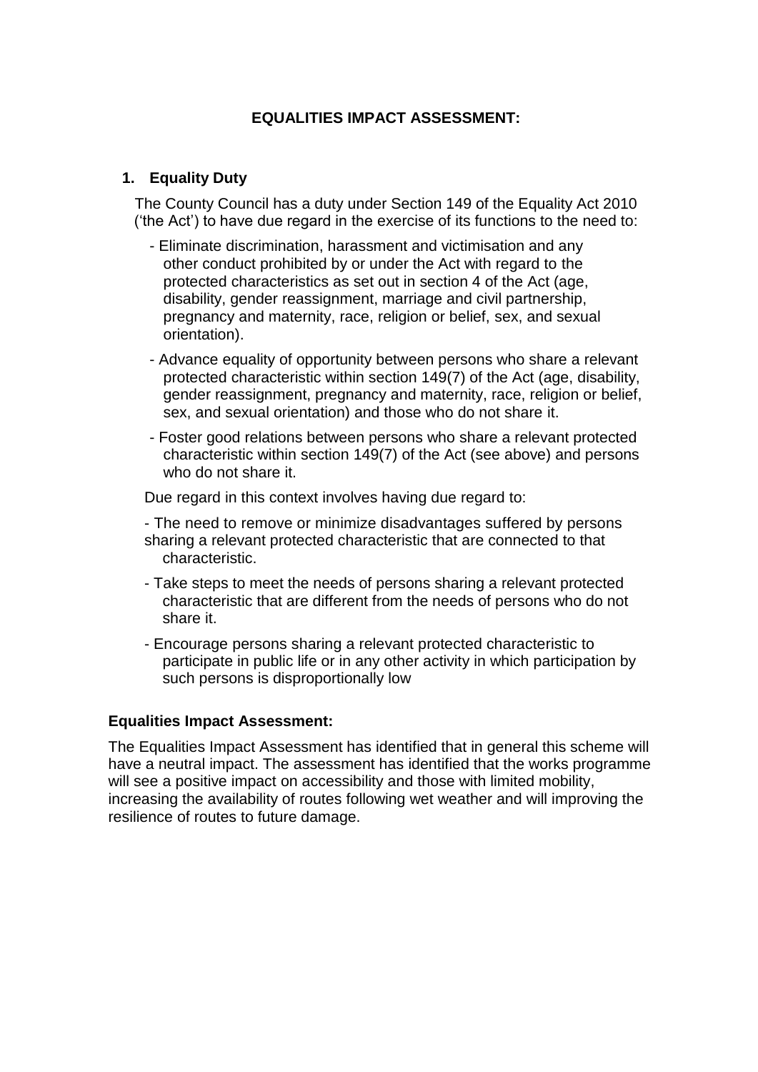## EQUALITIES IMPACT ASSESSMENT:

### 1. Equality Duty

The County Council has a duty under Section 149 of the Equality Act 2010 ('the Act') to have due regard in the exercise of its functions to the need to:

- Eliminate discrimination, harassment and victimisation and any other conduct prohibited by or under the Act with regard to the protected characteristics as set out in section 4 of the Act (age, disability, gender reassignment, marriage and civil partnership, pregnancy and maternity, race, religion or belief, sex, and sexual orientation).
- Advance equality of opportunity between persons who share a relevant protected characteristic within section 149(7) of the Act (age, disability, gender reassignment, pregnancy and maternity, race, religion or belief, sex, and sexual orientation) and those who do not share it.
- Foster good relations between persons who share a relevant protected characteristic within section 149(7) of the Act (see above) and persons who do not share it.

Due regard in this context involves having due regard to:

- The need to remove or minimize disadvantages suffered by persons sharing a relevant protected characteristic that are connected to that characteristic.
- Take steps to meet the needs of persons sharing a relevant protected characteristic that are different from the needs of persons who do not share it.
- Encourage persons sharing a relevant protected characteristic to participate in public life or in any other activity in which participation by such persons is disproportionally low

**Equalities Impact Assessment:**

The Equalities Impact Assessment has identified that in general this scheme will have a neutral impact. The assessment has identified that the works programme will see a positive impact on accessibility and those with limited mobility, increasing the availability of routes following wet weather and will improving the resilience of routes to future damage.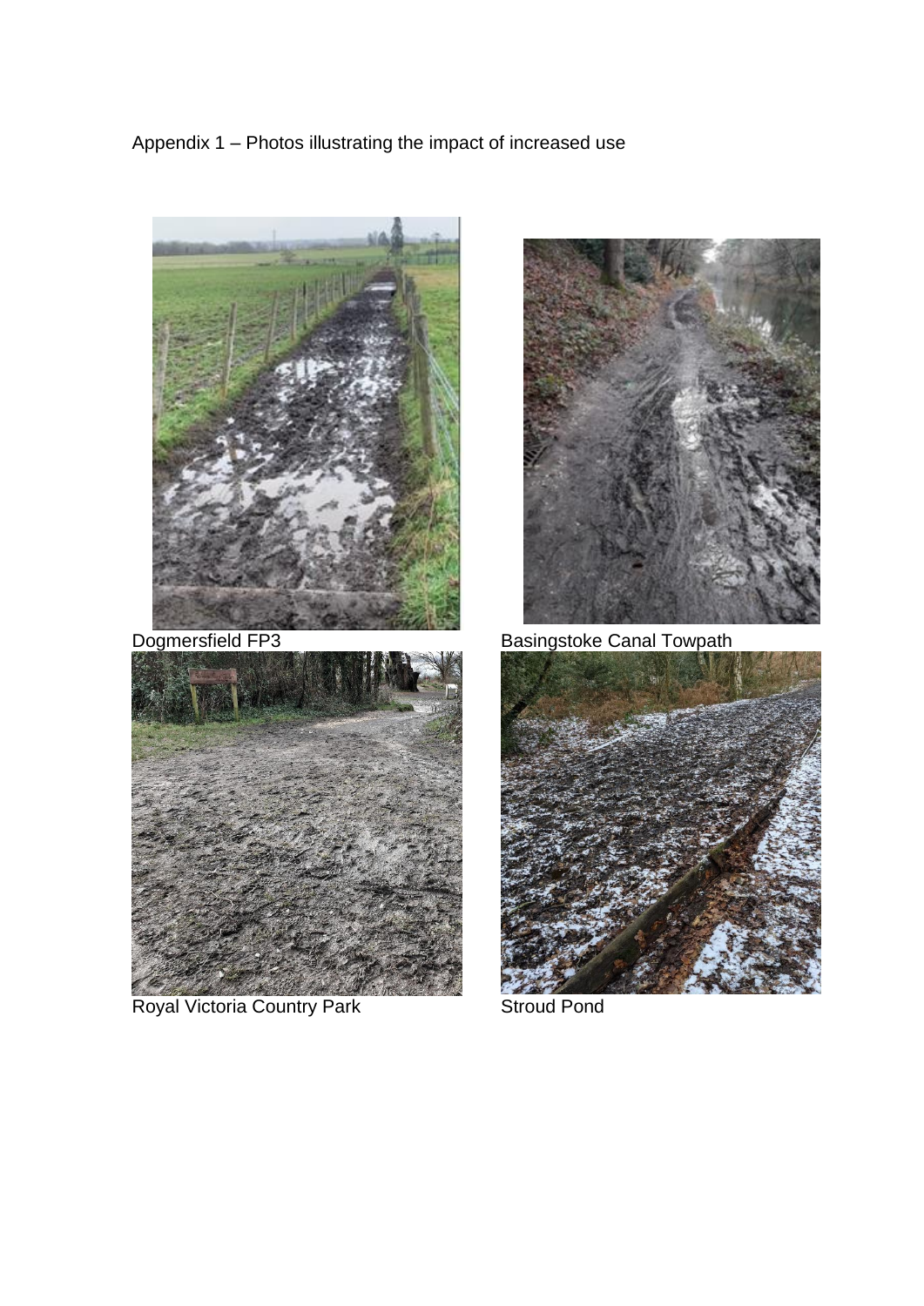Appendix 1 – Photos illustrating the impact of increased use

Dogmersfield FP3

Basingstoke Canal Towpath

Royal Victoria Country Park

Stroud Pond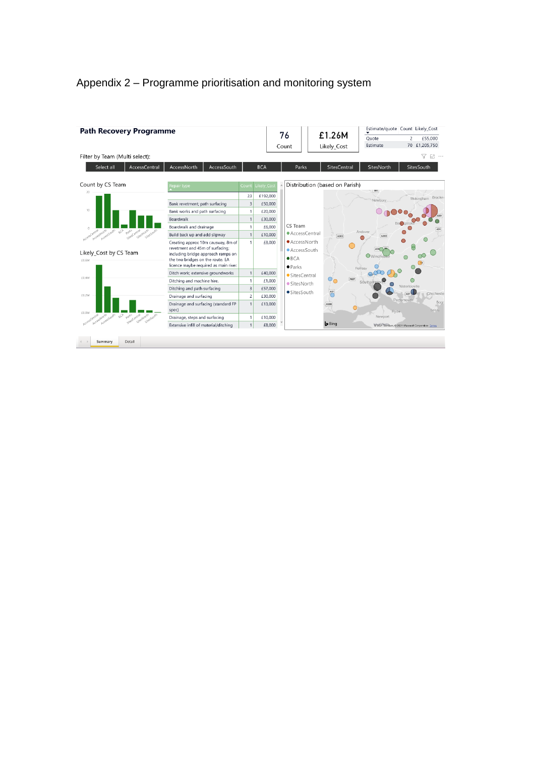# Appendix 2 – Programme prioritisation and monitoring system

**Path Recovery Programme**

76
Count

£1.26M
Likely_Cost

| Estimate/quote | Count | Likely_Cost |
|---|---|---|
| Quote | 2 | £55,000 |
| Estimate | 70 | £1,205,750 |

Filter by Team (Multi select):

Select all | AccessCentral | AccessNorth | AccessSouth | BCA | Parks | SitesCentral | SitesNorth | SitesSouth

Count by CS Team

20
10
0
AccessCentral AccessNorth AccessSouth BCA Parks SitesCentral SitesNorth SitesSouth

Likely_Cost by CS Team

£0.6M
£0.4M
£0.2M
£0.0M
AccessCentral AccessNorth AccessSouth BCA Parks SitesCentral SitesNorth SitesSouth

| Repair type | Count | Likely_Cost |
|---|---|---|
| | 23 | £192,000 |
| Bank revetment; path surfacing | 3 | £50,000 |
| Bank works and path surfacing | 1 | £20,000 |
| Boardwalk | 1 | £30,000 |
| Boardwalk and drainage | 1 | £6,000 |
| Build back up and add slipway | 1 | £10,000 |
| Creating approx 10m causway, 8m of revetment and 45m of surfacing; including bridge approach ramps on the two bridges on the route. EA licence maybe required as main river. | 1 | £8,000 |
| Ditch work; extensive groundworks | 1 | £40,000 |
| Ditching and machine hire. | 1 | £1,000 |
| Ditching and path surfacing | 3 | £57,000 |
| Drainage and surfacing | 2 | £30,000 |
| Drainage and surfacing (standard FP spec) | 1 | £13,000 |
| Drainage, steps and surfacing | 1 | £10,000 |
| Extensive infill of material/ditching | 1 | £8,000 |

Distribution (based on Parish)

CS Team
AccessCentral
AccessNorth
AccessSouth
BCA
Parks
SitesCentral
SitesNorth
SitesSouth

Summary | Detail